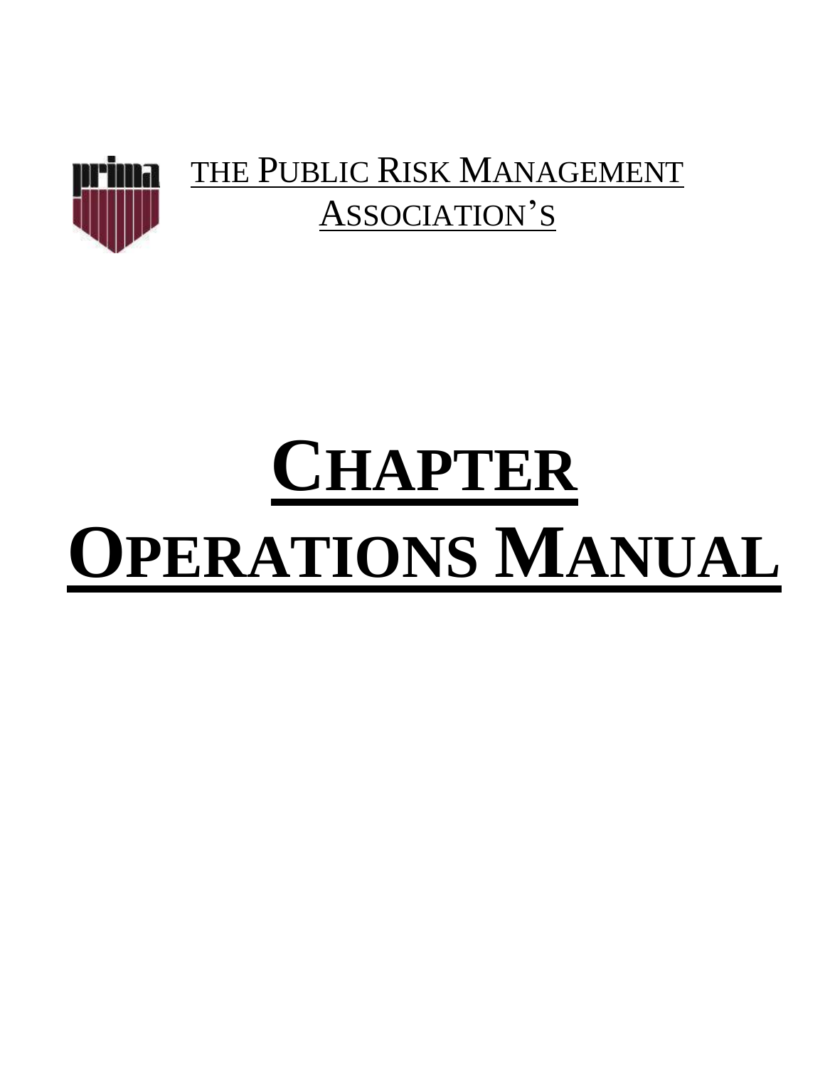THE PUBLIC RISK MANAGEMENT ASSOCIATION'S

# CHAPTER OPERATIONS MANUAL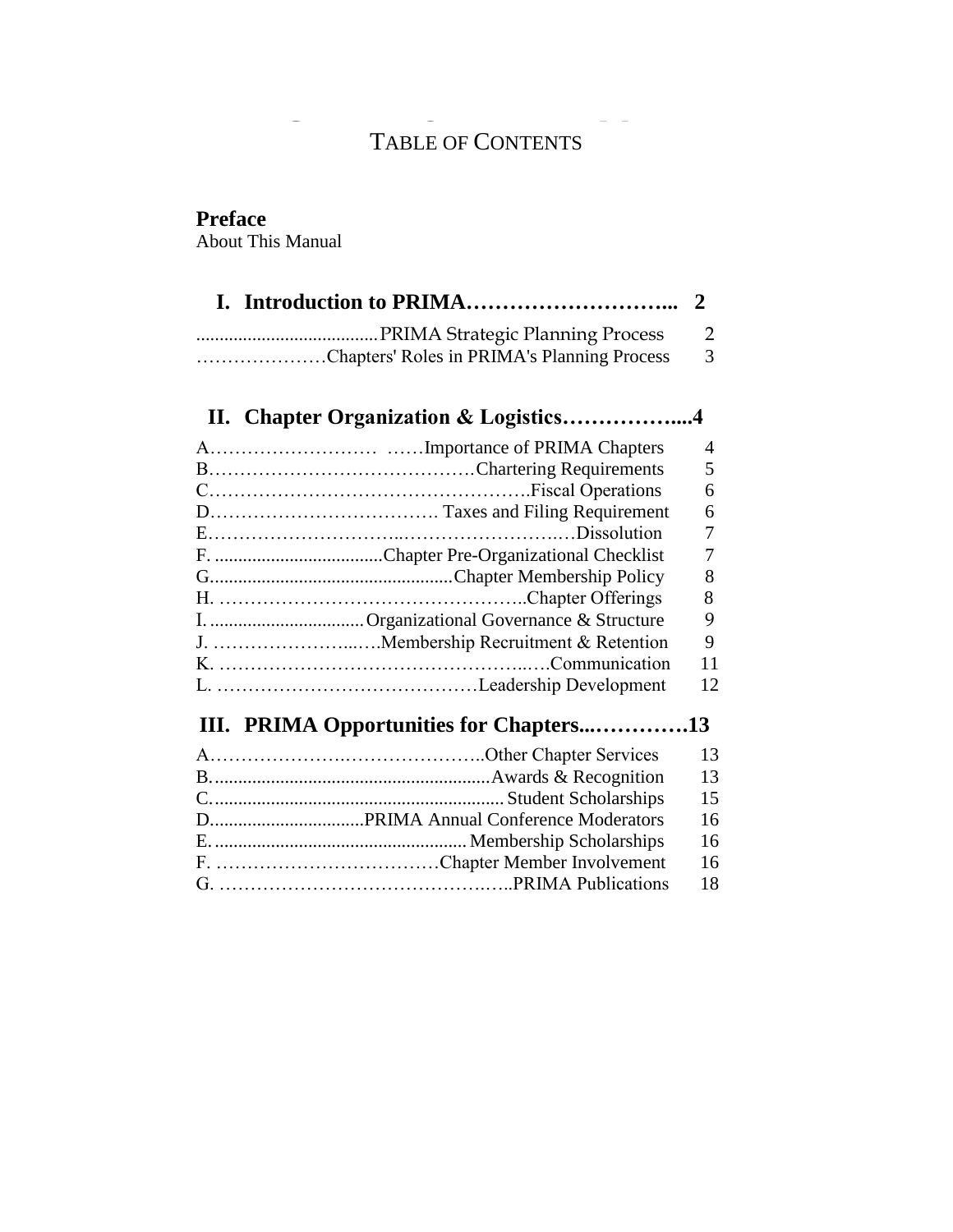# TABLE OF CONTENTS

**Preface**
About This Manual

## I. Introduction to PRIMA ........................ 2

| | |
|---|---|
| PRIMA Strategic Planning Process | 2 |
| Chapters' Roles in PRIMA's Planning Process | 3 |

## II. Chapter Organization & Logistics ........................ 4

| | | |
|---|---|---|
| A. | Importance of PRIMA Chapters | 4 |
| B. | Chartering Requirements | 5 |
| C. | Fiscal Operations | 6 |
| D. | Taxes and Filing Requirement | 6 |
| E. | Dissolution | 7 |
| F. | Chapter Pre-Organizational Checklist | 7 |
| G. | Chapter Membership Policy | 8 |
| H. | Chapter Offerings | 8 |
| I. | Organizational Governance & Structure | 9 |
| J. | Membership Recruitment & Retention | 9 |
| K. | Communication | 11 |
| L. | Leadership Development | 12 |

## III. PRIMA Opportunities for Chapters ........................ 13

| | | |
|---|---|---|
| A. | Other Chapter Services | 13 |
| B. | Awards & Recognition | 13 |
| C. | Student Scholarships | 15 |
| D. | PRIMA Annual Conference Moderators | 16 |
| E. | Membership Scholarships | 16 |
| F. | Chapter Member Involvement | 16 |
| G. | PRIMA Publications | 18 |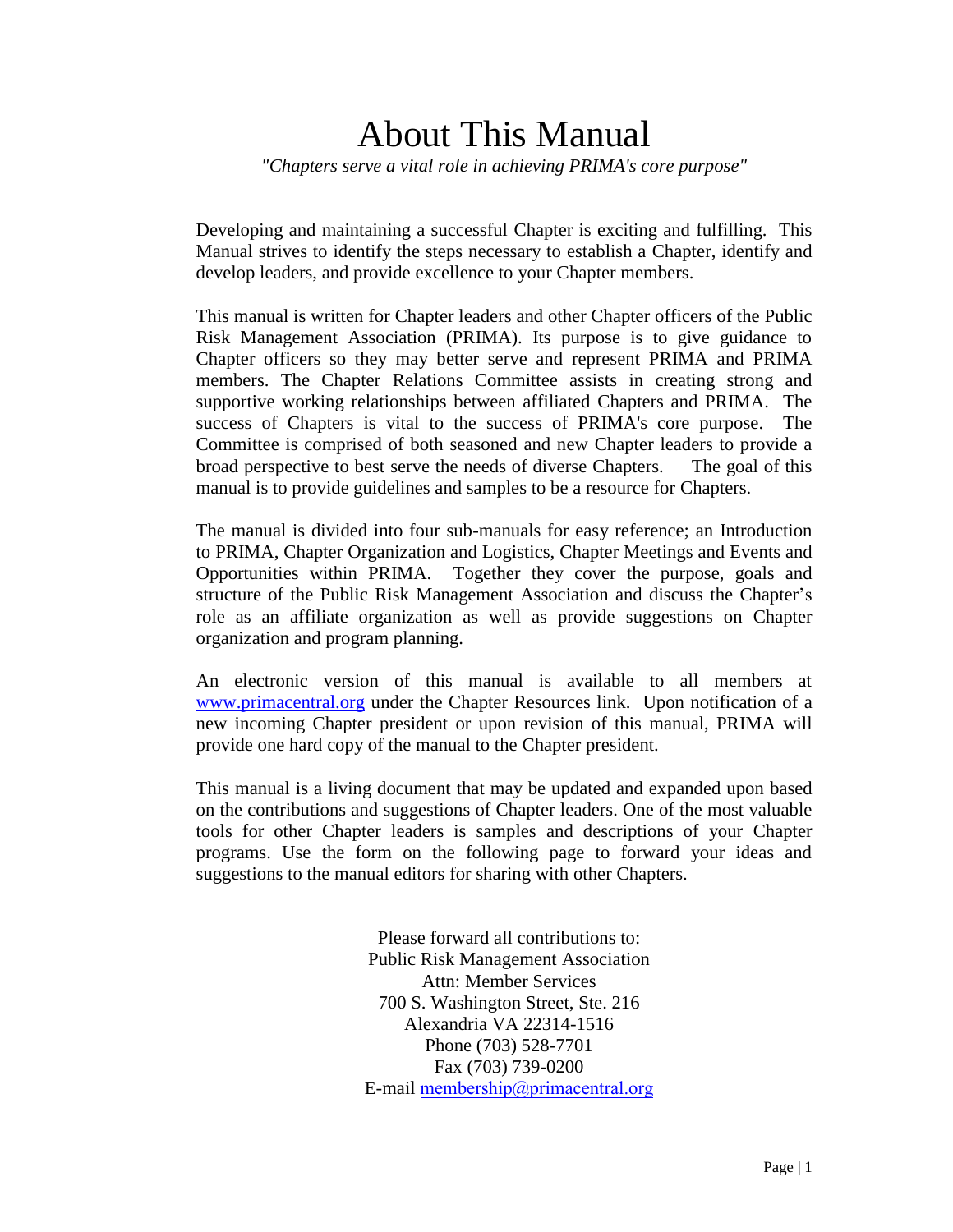# About This Manual

*"Chapters serve a vital role in achieving PRIMA's core purpose"*

Developing and maintaining a successful Chapter is exciting and fulfilling. This Manual strives to identify the steps necessary to establish a Chapter, identify and develop leaders, and provide excellence to your Chapter members.

This manual is written for Chapter leaders and other Chapter officers of the Public Risk Management Association (PRIMA). Its purpose is to give guidance to Chapter officers so they may better serve and represent PRIMA and PRIMA members. The Chapter Relations Committee assists in creating strong and supportive working relationships between affiliated Chapters and PRIMA. The success of Chapters is vital to the success of PRIMA's core purpose. The Committee is comprised of both seasoned and new Chapter leaders to provide a broad perspective to best serve the needs of diverse Chapters. The goal of this manual is to provide guidelines and samples to be a resource for Chapters.

The manual is divided into four sub-manuals for easy reference; an Introduction to PRIMA, Chapter Organization and Logistics, Chapter Meetings and Events and Opportunities within PRIMA. Together they cover the purpose, goals and structure of the Public Risk Management Association and discuss the Chapter's role as an affiliate organization as well as provide suggestions on Chapter organization and program planning.

An electronic version of this manual is available to all members at [www.primacentral.org](http://www.primacentral.org) under the Chapter Resources link. Upon notification of a new incoming Chapter president or upon revision of this manual, PRIMA will provide one hard copy of the manual to the Chapter president.

This manual is a living document that may be updated and expanded upon based on the contributions and suggestions of Chapter leaders. One of the most valuable tools for other Chapter leaders is samples and descriptions of your Chapter programs. Use the form on the following page to forward your ideas and suggestions to the manual editors for sharing with other Chapters.

Please forward all contributions to:
Public Risk Management Association
Attn: Member Services
700 S. Washington Street, Ste. 216
Alexandria VA 22314-1516
Phone (703) 528-7701
Fax (703) 739-0200
E-mail [membership@primacentral.org](mailto:membership@primacentral.org)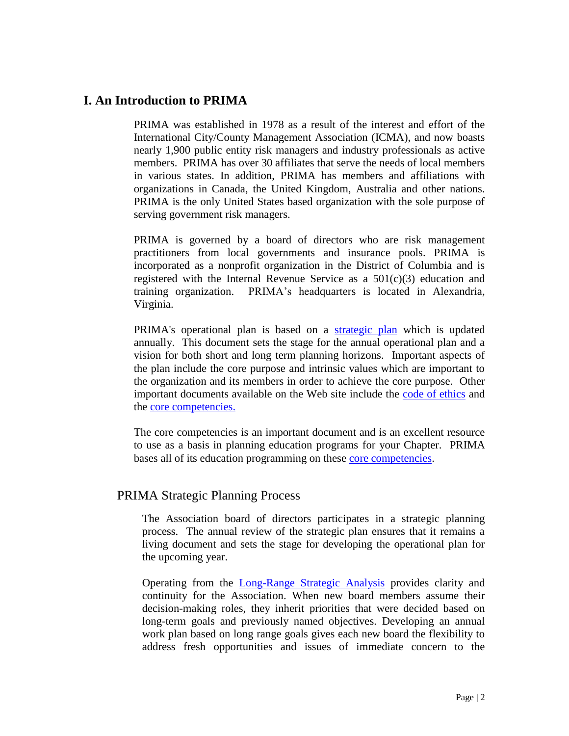# I. An Introduction to PRIMA

PRIMA was established in 1978 as a result of the interest and effort of the International City/County Management Association (ICMA), and now boasts nearly 1,900 public entity risk managers and industry professionals as active members. PRIMA has over 30 affiliates that serve the needs of local members in various states. In addition, PRIMA has members and affiliations with organizations in Canada, the United Kingdom, Australia and other nations. PRIMA is the only United States based organization with the sole purpose of serving government risk managers.

PRIMA is governed by a board of directors who are risk management practitioners from local governments and insurance pools. PRIMA is incorporated as a nonprofit organization in the District of Columbia and is registered with the Internal Revenue Service as a 501(c)(3) education and training organization. PRIMA's headquarters is located in Alexandria, Virginia.

PRIMA's operational plan is based on a strategic plan which is updated annually. This document sets the stage for the annual operational plan and a vision for both short and long term planning horizons. Important aspects of the plan include the core purpose and intrinsic values which are important to the organization and its members in order to achieve the core purpose. Other important documents available on the Web site include the code of ethics and the core competencies.

The core competencies is an important document and is an excellent resource to use as a basis in planning education programs for your Chapter. PRIMA bases all of its education programming on these core competencies.

## PRIMA Strategic Planning Process

The Association board of directors participates in a strategic planning process. The annual review of the strategic plan ensures that it remains a living document and sets the stage for developing the operational plan for the upcoming year.

Operating from the Long-Range Strategic Analysis provides clarity and continuity for the Association. When new board members assume their decision-making roles, they inherit priorities that were decided based on long-term goals and previously named objectives. Developing an annual work plan based on long range goals gives each new board the flexibility to address fresh opportunities and issues of immediate concern to the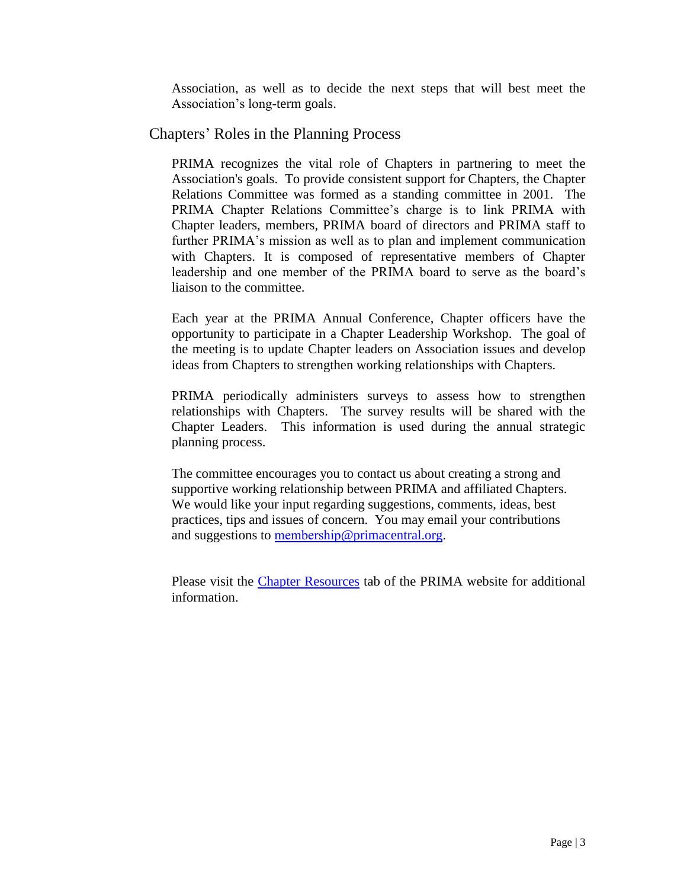Association, as well as to decide the next steps that will best meet the Association's long-term goals.

## Chapters' Roles in the Planning Process

PRIMA recognizes the vital role of Chapters in partnering to meet the Association's goals. To provide consistent support for Chapters, the Chapter Relations Committee was formed as a standing committee in 2001. The PRIMA Chapter Relations Committee's charge is to link PRIMA with Chapter leaders, members, PRIMA board of directors and PRIMA staff to further PRIMA's mission as well as to plan and implement communication with Chapters. It is composed of representative members of Chapter leadership and one member of the PRIMA board to serve as the board's liaison to the committee.

Each year at the PRIMA Annual Conference, Chapter officers have the opportunity to participate in a Chapter Leadership Workshop. The goal of the meeting is to update Chapter leaders on Association issues and develop ideas from Chapters to strengthen working relationships with Chapters.

PRIMA periodically administers surveys to assess how to strengthen relationships with Chapters. The survey results will be shared with the Chapter Leaders. This information is used during the annual strategic planning process.

The committee encourages you to contact us about creating a strong and supportive working relationship between PRIMA and affiliated Chapters. We would like your input regarding suggestions, comments, ideas, best practices, tips and issues of concern. You may email your contributions and suggestions to [membership@primacentral.org](mailto:membership@primacentral.org).

Please visit the [Chapter Resources]() tab of the PRIMA website for additional information.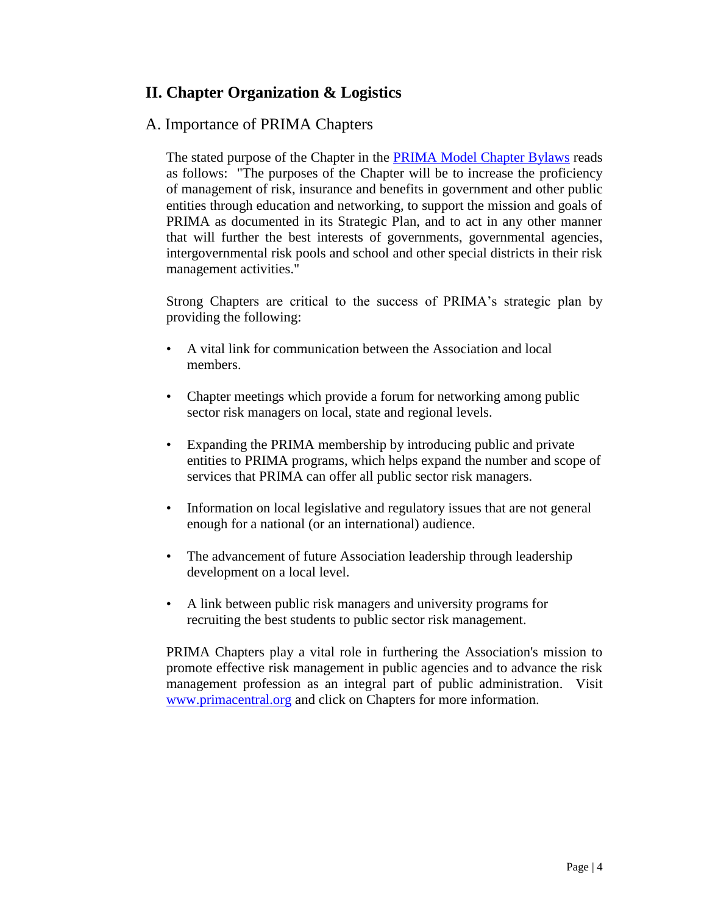## II. Chapter Organization & Logistics

### A. Importance of PRIMA Chapters

The stated purpose of the Chapter in the [PRIMA Model Chapter Bylaws] reads as follows: "The purposes of the Chapter will be to increase the proficiency of management of risk, insurance and benefits in government and other public entities through education and networking, to support the mission and goals of PRIMA as documented in its Strategic Plan, and to act in any other manner that will further the best interests of governments, governmental agencies, intergovernmental risk pools and school and other special districts in their risk management activities."

Strong Chapters are critical to the success of PRIMA's strategic plan by providing the following:

- A vital link for communication between the Association and local members.
- Chapter meetings which provide a forum for networking among public sector risk managers on local, state and regional levels.
- Expanding the PRIMA membership by introducing public and private entities to PRIMA programs, which helps expand the number and scope of services that PRIMA can offer all public sector risk managers.
- Information on local legislative and regulatory issues that are not general enough for a national (or an international) audience.
- The advancement of future Association leadership through leadership development on a local level.
- A link between public risk managers and university programs for recruiting the best students to public sector risk management.

PRIMA Chapters play a vital role in furthering the Association's mission to promote effective risk management in public agencies and to advance the risk management profession as an integral part of public administration. Visit www.primacentral.org and click on Chapters for more information.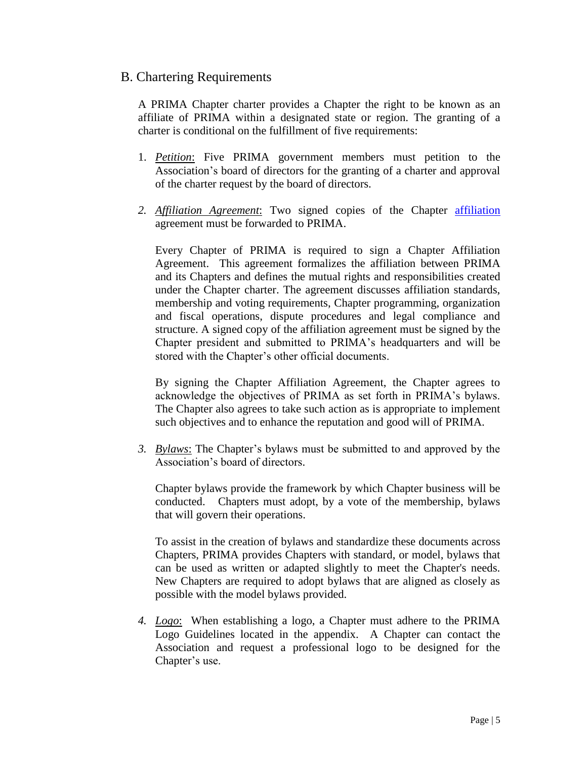## B. Chartering Requirements

A PRIMA Chapter charter provides a Chapter the right to be known as an affiliate of PRIMA within a designated state or region. The granting of a charter is conditional on the fulfillment of five requirements:

1. *Petition*: Five PRIMA government members must petition to the Association's board of directors for the granting of a charter and approval of the charter request by the board of directors.

2. *Affiliation Agreement*: Two signed copies of the Chapter affiliation agreement must be forwarded to PRIMA.

   Every Chapter of PRIMA is required to sign a Chapter Affiliation Agreement. This agreement formalizes the affiliation between PRIMA and its Chapters and defines the mutual rights and responsibilities created under the Chapter charter. The agreement discusses affiliation standards, membership and voting requirements, Chapter programming, organization and fiscal operations, dispute procedures and legal compliance and structure. A signed copy of the affiliation agreement must be signed by the Chapter president and submitted to PRIMA's headquarters and will be stored with the Chapter's other official documents.

   By signing the Chapter Affiliation Agreement, the Chapter agrees to acknowledge the objectives of PRIMA as set forth in PRIMA's bylaws. The Chapter also agrees to take such action as is appropriate to implement such objectives and to enhance the reputation and good will of PRIMA.

3. *Bylaws*: The Chapter's bylaws must be submitted to and approved by the Association's board of directors.

   Chapter bylaws provide the framework by which Chapter business will be conducted. Chapters must adopt, by a vote of the membership, bylaws that will govern their operations.

   To assist in the creation of bylaws and standardize these documents across Chapters, PRIMA provides Chapters with standard, or model, bylaws that can be used as written or adapted slightly to meet the Chapter's needs. New Chapters are required to adopt bylaws that are aligned as closely as possible with the model bylaws provided.

4. *Logo*: When establishing a logo, a Chapter must adhere to the PRIMA Logo Guidelines located in the appendix. A Chapter can contact the Association and request a professional logo to be designed for the Chapter's use.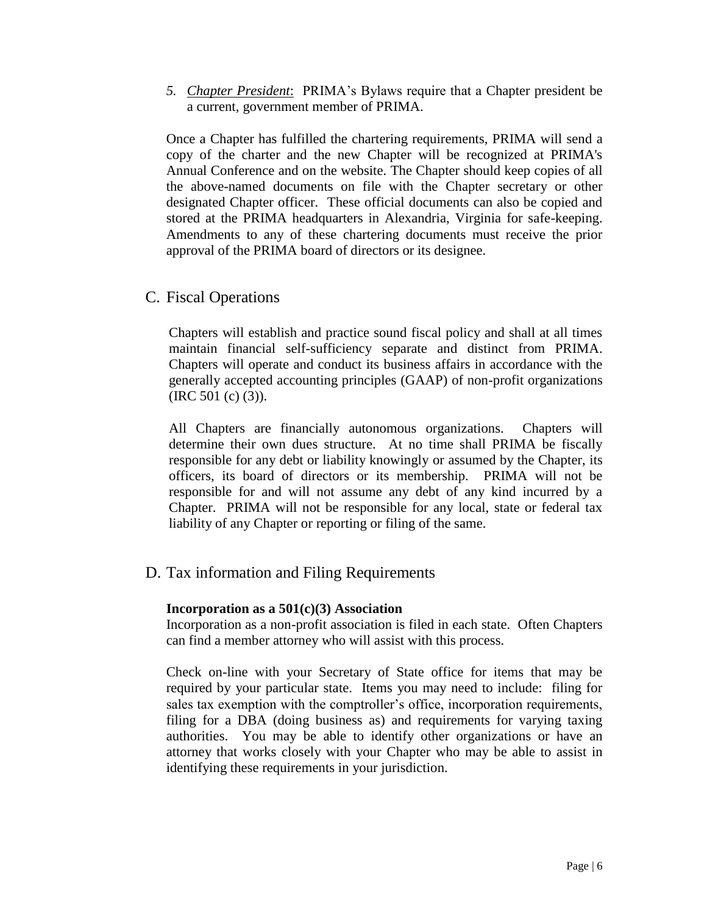5. *Chapter President*: PRIMA's Bylaws require that a Chapter president be a current, government member of PRIMA.

Once a Chapter has fulfilled the chartering requirements, PRIMA will send a copy of the charter and the new Chapter will be recognized at PRIMA's Annual Conference and on the website. The Chapter should keep copies of all the above-named documents on file with the Chapter secretary or other designated Chapter officer. These official documents can also be copied and stored at the PRIMA headquarters in Alexandria, Virginia for safe-keeping. Amendments to any of these chartering documents must receive the prior approval of the PRIMA board of directors or its designee.

## C. Fiscal Operations

Chapters will establish and practice sound fiscal policy and shall at all times maintain financial self-sufficiency separate and distinct from PRIMA. Chapters will operate and conduct its business affairs in accordance with the generally accepted accounting principles (GAAP) of non-profit organizations (IRC 501 (c) (3)).

All Chapters are financially autonomous organizations. Chapters will determine their own dues structure. At no time shall PRIMA be fiscally responsible for any debt or liability knowingly or assumed by the Chapter, its officers, its board of directors or its membership. PRIMA will not be responsible for and will not assume any debt of any kind incurred by a Chapter. PRIMA will not be responsible for any local, state or federal tax liability of any Chapter or reporting or filing of the same.

## D. Tax information and Filing Requirements

**Incorporation as a 501(c)(3) Association**

Incorporation as a non-profit association is filed in each state. Often Chapters can find a member attorney who will assist with this process.

Check on-line with your Secretary of State office for items that may be required by your particular state. Items you may need to include: filing for sales tax exemption with the comptroller's office, incorporation requirements, filing for a DBA (doing business as) and requirements for varying taxing authorities. You may be able to identify other organizations or have an attorney that works closely with your Chapter who may be able to assist in identifying these requirements in your jurisdiction.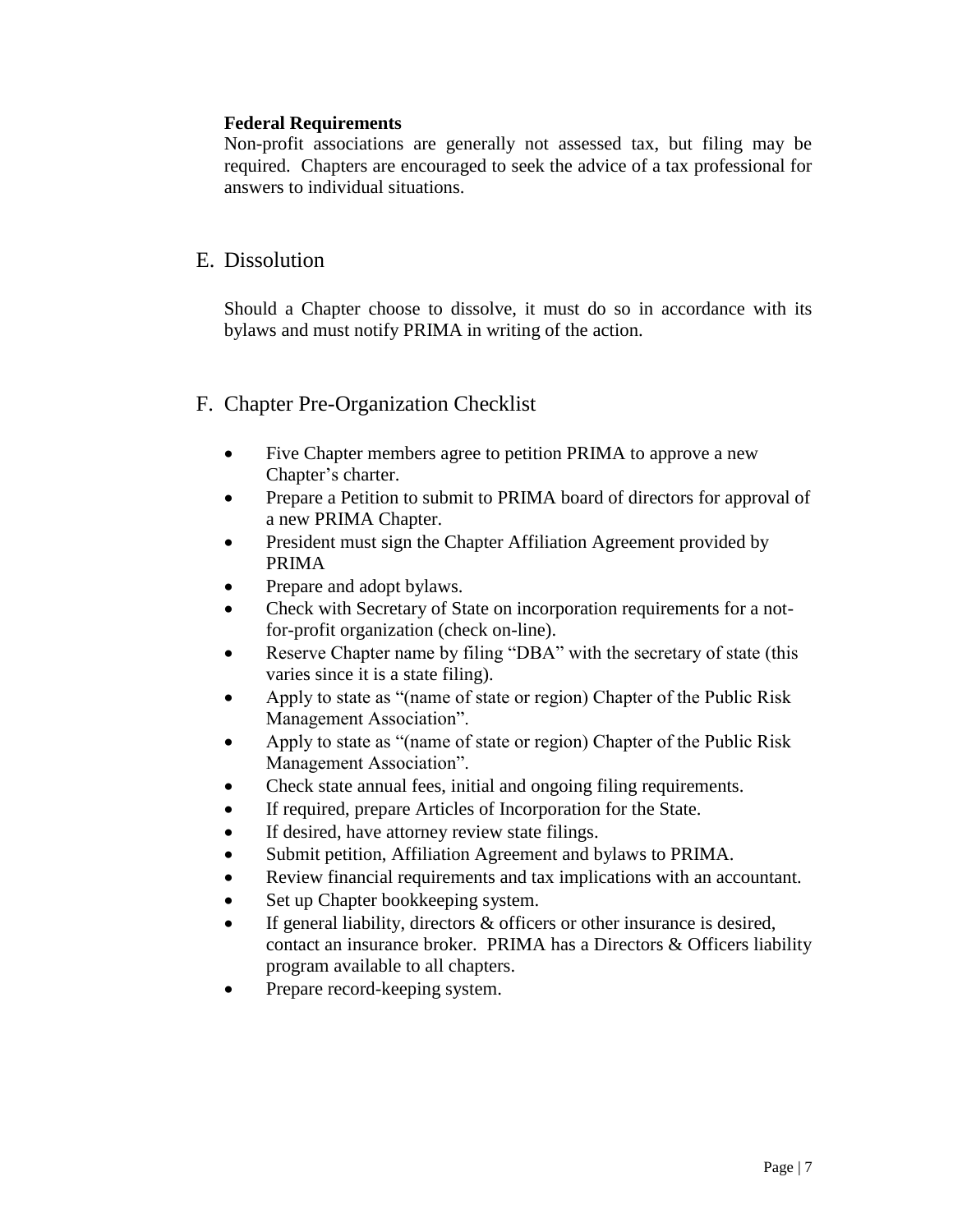**Federal Requirements**

Non-profit associations are generally not assessed tax, but filing may be required. Chapters are encouraged to seek the advice of a tax professional for answers to individual situations.

## E. Dissolution

Should a Chapter choose to dissolve, it must do so in accordance with its bylaws and must notify PRIMA in writing of the action.

## F. Chapter Pre-Organization Checklist

- Five Chapter members agree to petition PRIMA to approve a new Chapter's charter.
- Prepare a Petition to submit to PRIMA board of directors for approval of a new PRIMA Chapter.
- President must sign the Chapter Affiliation Agreement provided by PRIMA
- Prepare and adopt bylaws.
- Check with Secretary of State on incorporation requirements for a not-for-profit organization (check on-line).
- Reserve Chapter name by filing "DBA" with the secretary of state (this varies since it is a state filing).
- Apply to state as "(name of state or region) Chapter of the Public Risk Management Association".
- Apply to state as "(name of state or region) Chapter of the Public Risk Management Association".
- Check state annual fees, initial and ongoing filing requirements.
- If required, prepare Articles of Incorporation for the State.
- If desired, have attorney review state filings.
- Submit petition, Affiliation Agreement and bylaws to PRIMA.
- Review financial requirements and tax implications with an accountant.
- Set up Chapter bookkeeping system.
- If general liability, directors & officers or other insurance is desired, contact an insurance broker. PRIMA has a Directors & Officers liability program available to all chapters.
- Prepare record-keeping system.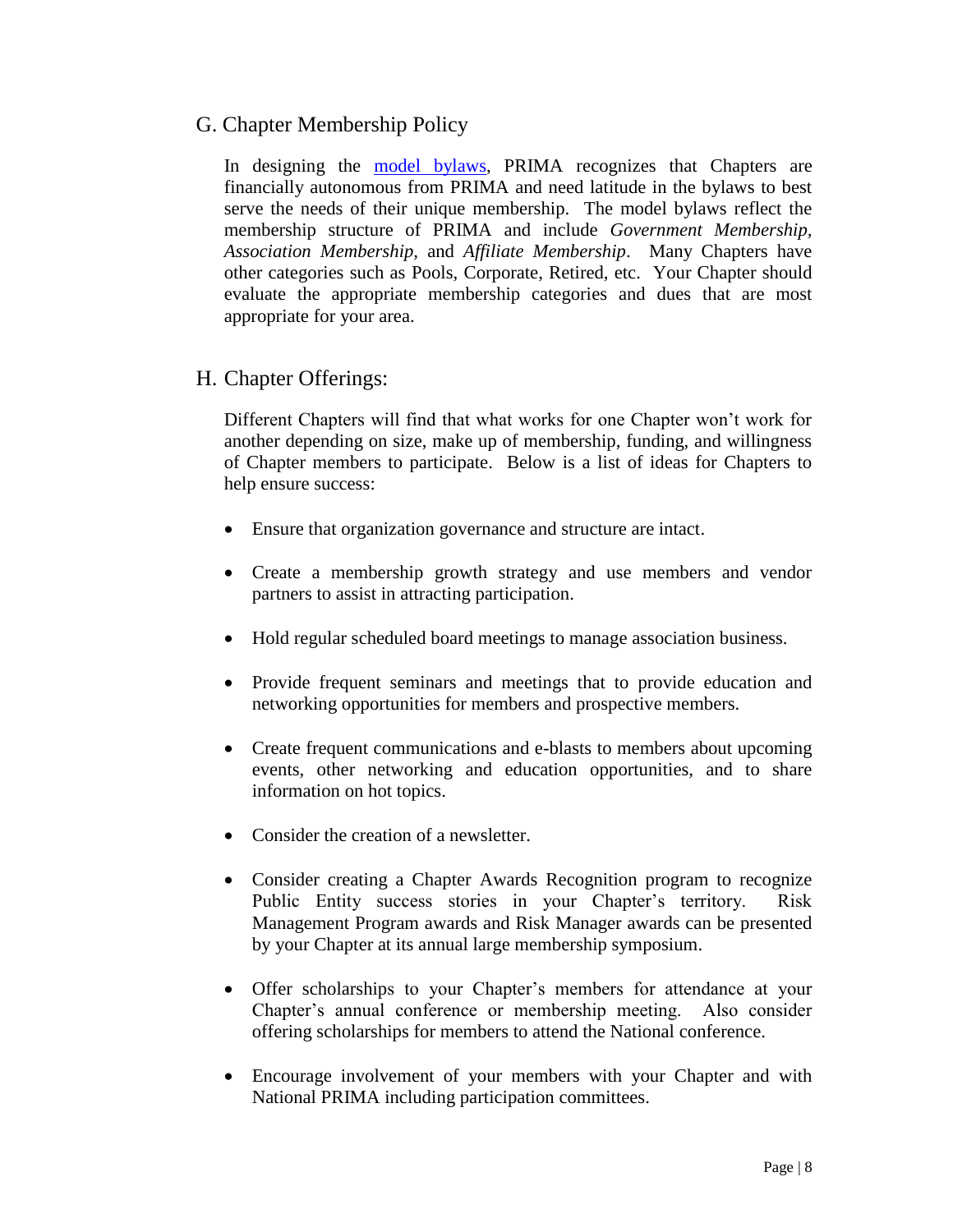## G. Chapter Membership Policy

In designing the [model bylaws](), PRIMA recognizes that Chapters are financially autonomous from PRIMA and need latitude in the bylaws to best serve the needs of their unique membership. The model bylaws reflect the membership structure of PRIMA and include *Government Membership*, *Association Membership*, and *Affiliate Membership*. Many Chapters have other categories such as Pools, Corporate, Retired, etc. Your Chapter should evaluate the appropriate membership categories and dues that are most appropriate for your area.

## H. Chapter Offerings:

Different Chapters will find that what works for one Chapter won't work for another depending on size, make up of membership, funding, and willingness of Chapter members to participate. Below is a list of ideas for Chapters to help ensure success:

- Ensure that organization governance and structure are intact.
- Create a membership growth strategy and use members and vendor partners to assist in attracting participation.
- Hold regular scheduled board meetings to manage association business.
- Provide frequent seminars and meetings that to provide education and networking opportunities for members and prospective members.
- Create frequent communications and e-blasts to members about upcoming events, other networking and education opportunities, and to share information on hot topics.
- Consider the creation of a newsletter.
- Consider creating a Chapter Awards Recognition program to recognize Public Entity success stories in your Chapter's territory. Risk Management Program awards and Risk Manager awards can be presented by your Chapter at its annual large membership symposium.
- Offer scholarships to your Chapter's members for attendance at your Chapter's annual conference or membership meeting. Also consider offering scholarships for members to attend the National conference.
- Encourage involvement of your members with your Chapter and with National PRIMA including participation committees.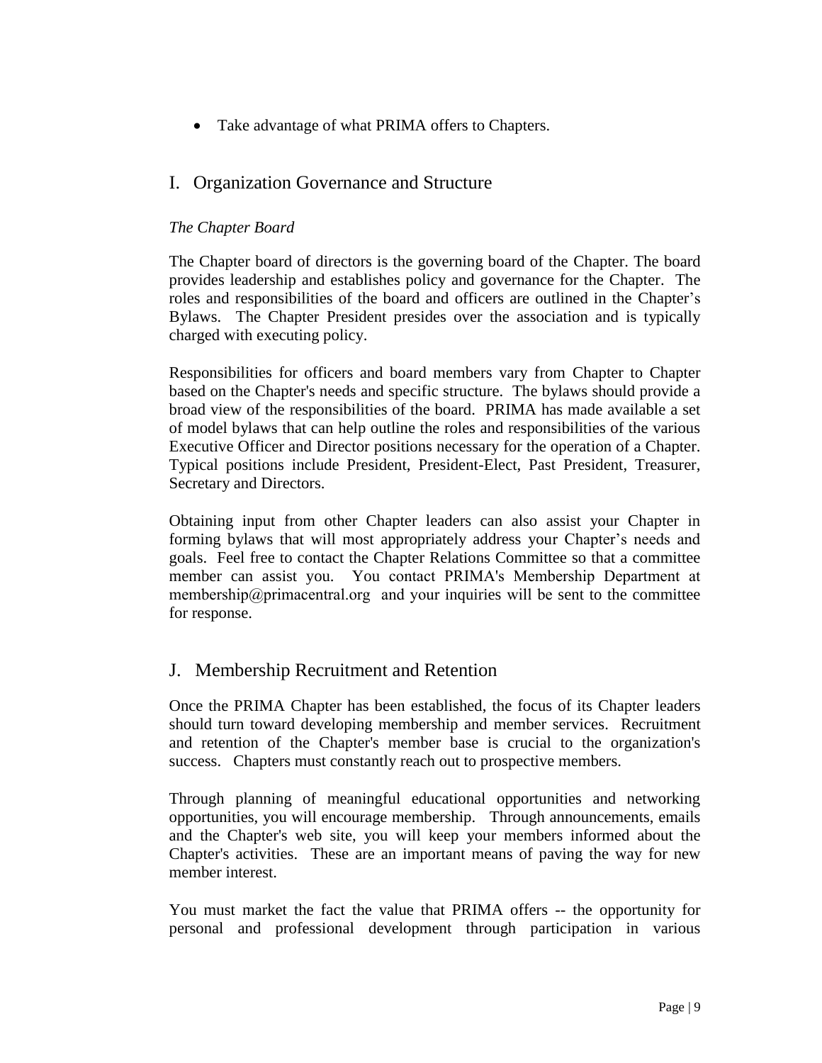- Take advantage of what PRIMA offers to Chapters.

## I. Organization Governance and Structure

*The Chapter Board*

The Chapter board of directors is the governing board of the Chapter. The board provides leadership and establishes policy and governance for the Chapter. The roles and responsibilities of the board and officers are outlined in the Chapter's Bylaws. The Chapter President presides over the association and is typically charged with executing policy.

Responsibilities for officers and board members vary from Chapter to Chapter based on the Chapter's needs and specific structure. The bylaws should provide a broad view of the responsibilities of the board. PRIMA has made available a set of model bylaws that can help outline the roles and responsibilities of the various Executive Officer and Director positions necessary for the operation of a Chapter. Typical positions include President, President-Elect, Past President, Treasurer, Secretary and Directors.

Obtaining input from other Chapter leaders can also assist your Chapter in forming bylaws that will most appropriately address your Chapter's needs and goals. Feel free to contact the Chapter Relations Committee so that a committee member can assist you. You contact PRIMA's Membership Department at membership@primacentral.org and your inquiries will be sent to the committee for response.

## J. Membership Recruitment and Retention

Once the PRIMA Chapter has been established, the focus of its Chapter leaders should turn toward developing membership and member services. Recruitment and retention of the Chapter's member base is crucial to the organization's success. Chapters must constantly reach out to prospective members.

Through planning of meaningful educational opportunities and networking opportunities, you will encourage membership. Through announcements, emails and the Chapter's web site, you will keep your members informed about the Chapter's activities. These are an important means of paving the way for new member interest.

You must market the fact the value that PRIMA offers -- the opportunity for personal and professional development through participation in various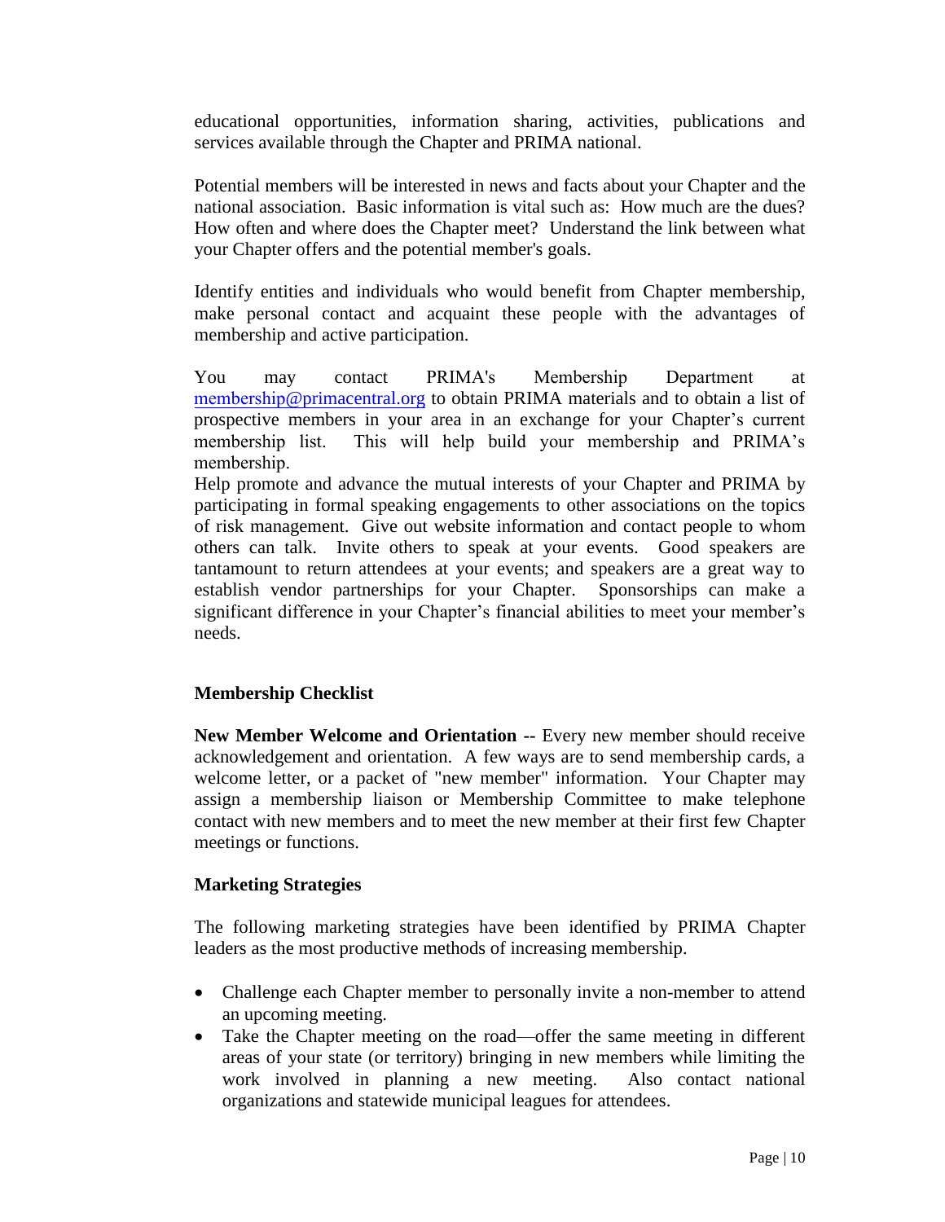educational opportunities, information sharing, activities, publications and services available through the Chapter and PRIMA national.

Potential members will be interested in news and facts about your Chapter and the national association. Basic information is vital such as: How much are the dues? How often and where does the Chapter meet? Understand the link between what your Chapter offers and the potential member's goals.

Identify entities and individuals who would benefit from Chapter membership, make personal contact and acquaint these people with the advantages of membership and active participation.

You may contact PRIMA's Membership Department at membership@primacentral.org to obtain PRIMA materials and to obtain a list of prospective members in your area in an exchange for your Chapter's current membership list. This will help build your membership and PRIMA's membership.

Help promote and advance the mutual interests of your Chapter and PRIMA by participating in formal speaking engagements to other associations on the topics of risk management. Give out website information and contact people to whom others can talk. Invite others to speak at your events. Good speakers are tantamount to return attendees at your events; and speakers are a great way to establish vendor partnerships for your Chapter. Sponsorships can make a significant difference in your Chapter's financial abilities to meet your member's needs.

**Membership Checklist**

**New Member Welcome and Orientation --** Every new member should receive acknowledgement and orientation. A few ways are to send membership cards, a welcome letter, or a packet of "new member" information. Your Chapter may assign a membership liaison or Membership Committee to make telephone contact with new members and to meet the new member at their first few Chapter meetings or functions.

**Marketing Strategies**

The following marketing strategies have been identified by PRIMA Chapter leaders as the most productive methods of increasing membership.

- Challenge each Chapter member to personally invite a non-member to attend an upcoming meeting.
- Take the Chapter meeting on the road—offer the same meeting in different areas of your state (or territory) bringing in new members while limiting the work involved in planning a new meeting. Also contact national organizations and statewide municipal leagues for attendees.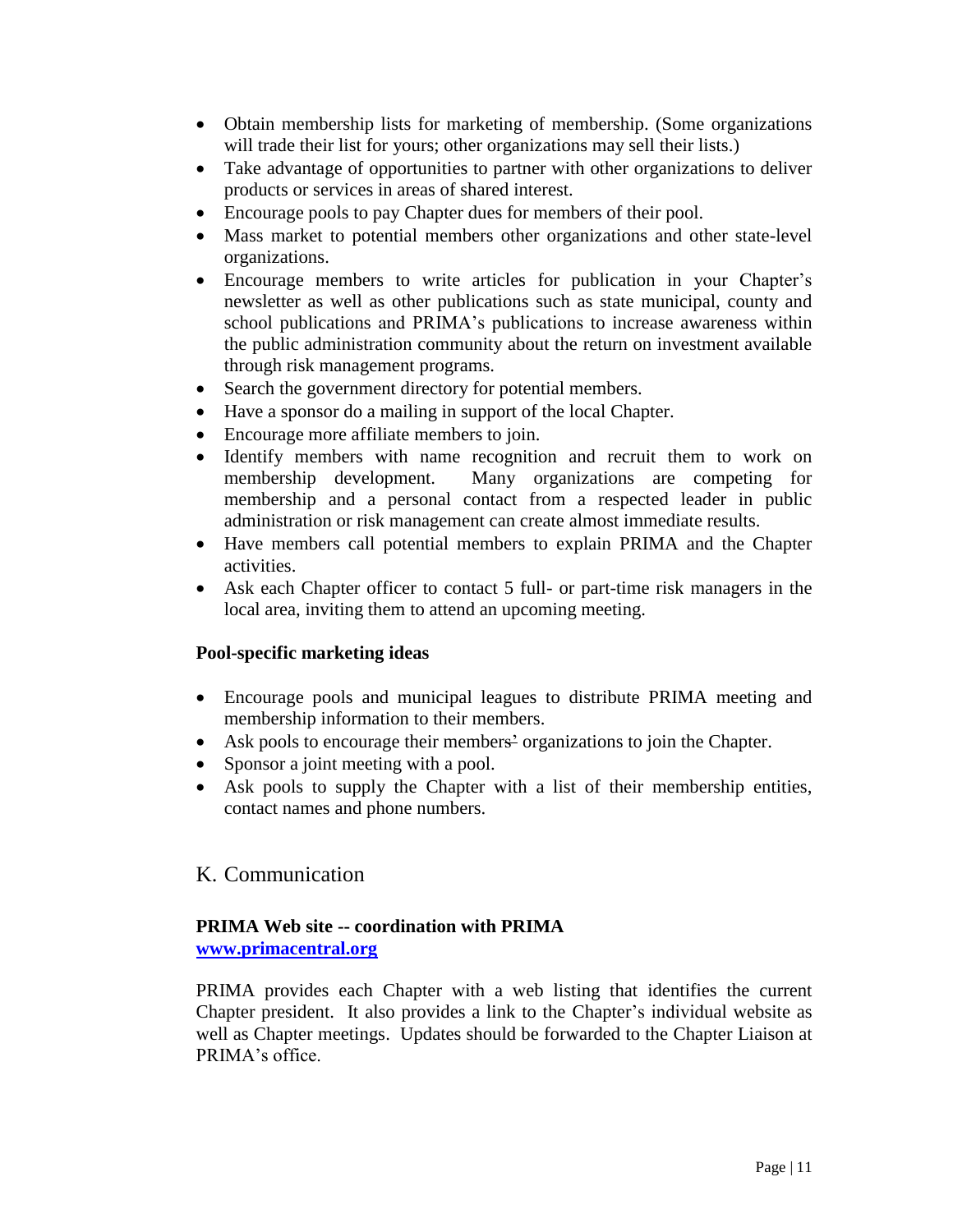- Obtain membership lists for marketing of membership. (Some organizations will trade their list for yours; other organizations may sell their lists.)
- Take advantage of opportunities to partner with other organizations to deliver products or services in areas of shared interest.
- Encourage pools to pay Chapter dues for members of their pool.
- Mass market to potential members other organizations and other state-level organizations.
- Encourage members to write articles for publication in your Chapter's newsletter as well as other publications such as state municipal, county and school publications and PRIMA's publications to increase awareness within the public administration community about the return on investment available through risk management programs.
- Search the government directory for potential members.
- Have a sponsor do a mailing in support of the local Chapter.
- Encourage more affiliate members to join.
- Identify members with name recognition and recruit them to work on membership development. Many organizations are competing for membership and a personal contact from a respected leader in public administration or risk management can create almost immediate results.
- Have members call potential members to explain PRIMA and the Chapter activities.
- Ask each Chapter officer to contact 5 full- or part-time risk managers in the local area, inviting them to attend an upcoming meeting.

**Pool-specific marketing ideas**

- Encourage pools and municipal leagues to distribute PRIMA meeting and membership information to their members.
- Ask pools to encourage their members' organizations to join the Chapter.
- Sponsor a joint meeting with a pool.
- Ask pools to supply the Chapter with a list of their membership entities, contact names and phone numbers.

## K. Communication

**PRIMA Web site -- coordination with PRIMA**
**www.primacentral.org**

PRIMA provides each Chapter with a web listing that identifies the current Chapter president. It also provides a link to the Chapter's individual website as well as Chapter meetings. Updates should be forwarded to the Chapter Liaison at PRIMA's office.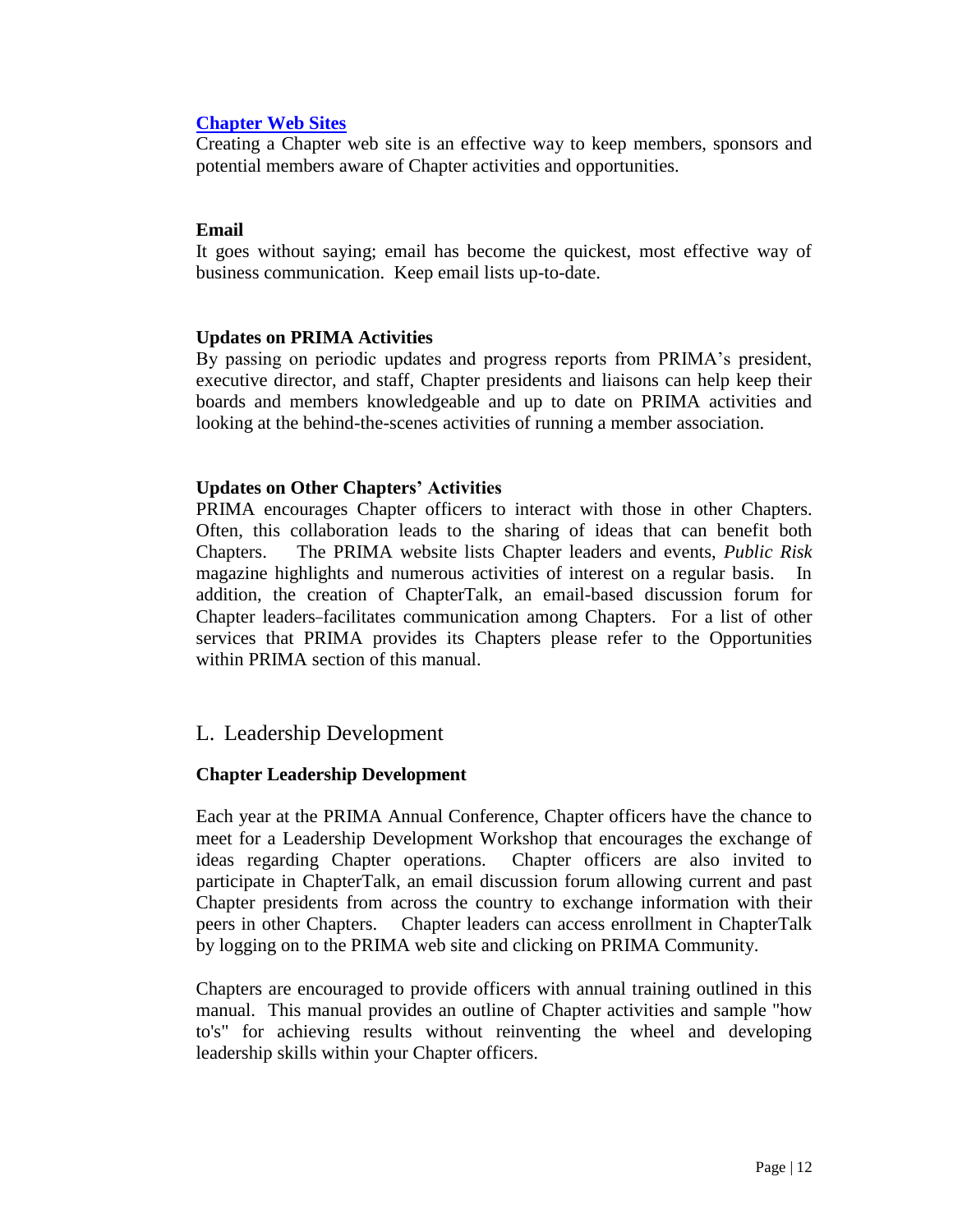**Chapter Web Sites**

Creating a Chapter web site is an effective way to keep members, sponsors and potential members aware of Chapter activities and opportunities.

**Email**

It goes without saying; email has become the quickest, most effective way of business communication. Keep email lists up-to-date.

**Updates on PRIMA Activities**

By passing on periodic updates and progress reports from PRIMA's president, executive director, and staff, Chapter presidents and liaisons can help keep their boards and members knowledgeable and up to date on PRIMA activities and looking at the behind-the-scenes activities of running a member association.

**Updates on Other Chapters' Activities**

PRIMA encourages Chapter officers to interact with those in other Chapters. Often, this collaboration leads to the sharing of ideas that can benefit both Chapters. The PRIMA website lists Chapter leaders and events, *Public Risk* magazine highlights and numerous activities of interest on a regular basis. In addition, the creation of ChapterTalk, an email-based discussion forum for Chapter leaders–facilitates communication among Chapters. For a list of other services that PRIMA provides its Chapters please refer to the Opportunities within PRIMA section of this manual.

## L. Leadership Development

**Chapter Leadership Development**

Each year at the PRIMA Annual Conference, Chapter officers have the chance to meet for a Leadership Development Workshop that encourages the exchange of ideas regarding Chapter operations. Chapter officers are also invited to participate in ChapterTalk, an email discussion forum allowing current and past Chapter presidents from across the country to exchange information with their peers in other Chapters. Chapter leaders can access enrollment in ChapterTalk by logging on to the PRIMA web site and clicking on PRIMA Community.

Chapters are encouraged to provide officers with annual training outlined in this manual. This manual provides an outline of Chapter activities and sample "how to's" for achieving results without reinventing the wheel and developing leadership skills within your Chapter officers.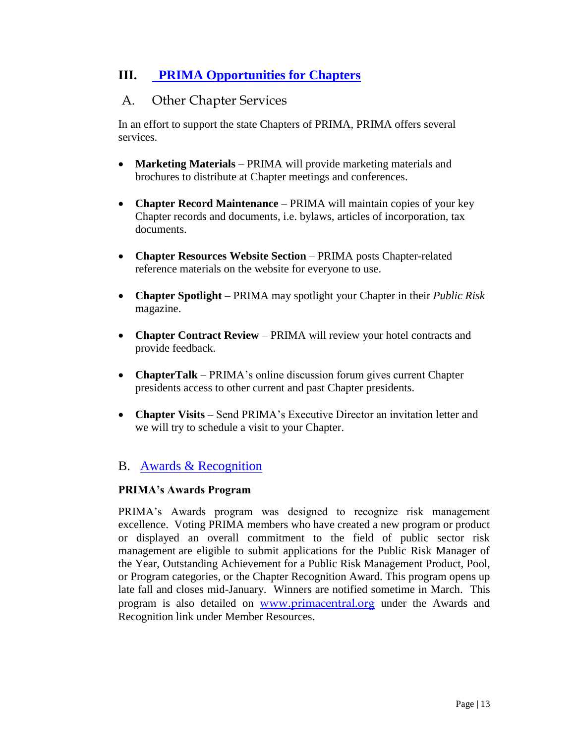# III. PRIMA Opportunities for Chapters

## A. Other Chapter Services

In an effort to support the state Chapters of PRIMA, PRIMA offers several services.

- **Marketing Materials** – PRIMA will provide marketing materials and brochures to distribute at Chapter meetings and conferences.
- **Chapter Record Maintenance** – PRIMA will maintain copies of your key Chapter records and documents, i.e. bylaws, articles of incorporation, tax documents.
- **Chapter Resources Website Section** – PRIMA posts Chapter-related reference materials on the website for everyone to use.
- **Chapter Spotlight** – PRIMA may spotlight your Chapter in their *Public Risk* magazine.
- **Chapter Contract Review** – PRIMA will review your hotel contracts and provide feedback.
- **ChapterTalk** – PRIMA's online discussion forum gives current Chapter presidents access to other current and past Chapter presidents.
- **Chapter Visits** – Send PRIMA's Executive Director an invitation letter and we will try to schedule a visit to your Chapter.

## B. Awards & Recognition

**PRIMA's Awards Program**

PRIMA's Awards program was designed to recognize risk management excellence. Voting PRIMA members who have created a new program or product or displayed an overall commitment to the field of public sector risk management are eligible to submit applications for the Public Risk Manager of the Year, Outstanding Achievement for a Public Risk Management Product, Pool, or Program categories, or the Chapter Recognition Award. This program opens up late fall and closes mid-January. Winners are notified sometime in March. This program is also detailed on www.primacentral.org under the Awards and Recognition link under Member Resources.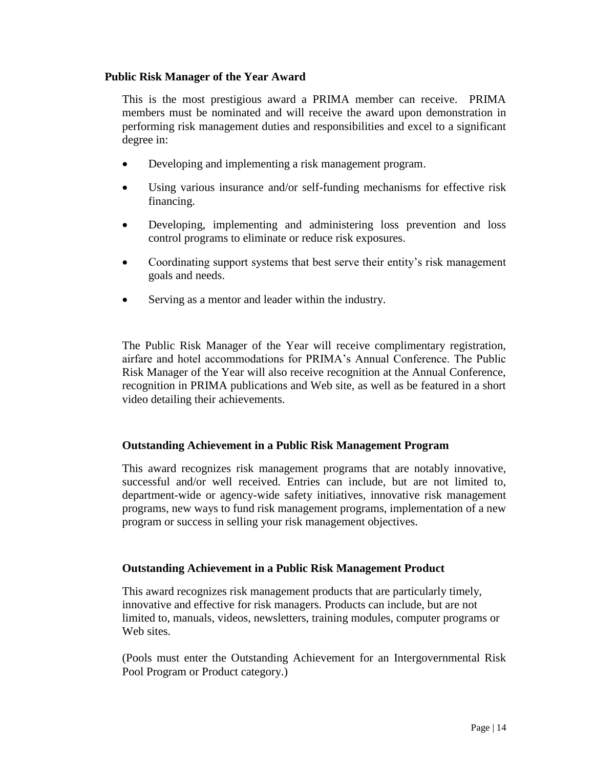### Public Risk Manager of the Year Award

This is the most prestigious award a PRIMA member can receive. PRIMA members must be nominated and will receive the award upon demonstration in performing risk management duties and responsibilities and excel to a significant degree in:

- Developing and implementing a risk management program.
- Using various insurance and/or self-funding mechanisms for effective risk financing.
- Developing, implementing and administering loss prevention and loss control programs to eliminate or reduce risk exposures.
- Coordinating support systems that best serve their entity's risk management goals and needs.
- Serving as a mentor and leader within the industry.

The Public Risk Manager of the Year will receive complimentary registration, airfare and hotel accommodations for PRIMA's Annual Conference. The Public Risk Manager of the Year will also receive recognition at the Annual Conference, recognition in PRIMA publications and Web site, as well as be featured in a short video detailing their achievements.

### Outstanding Achievement in a Public Risk Management Program

This award recognizes risk management programs that are notably innovative, successful and/or well received. Entries can include, but are not limited to, department-wide or agency-wide safety initiatives, innovative risk management programs, new ways to fund risk management programs, implementation of a new program or success in selling your risk management objectives.

### Outstanding Achievement in a Public Risk Management Product

This award recognizes risk management products that are particularly timely, innovative and effective for risk managers. Products can include, but are not limited to, manuals, videos, newsletters, training modules, computer programs or Web sites.

(Pools must enter the Outstanding Achievement for an Intergovernmental Risk Pool Program or Product category.)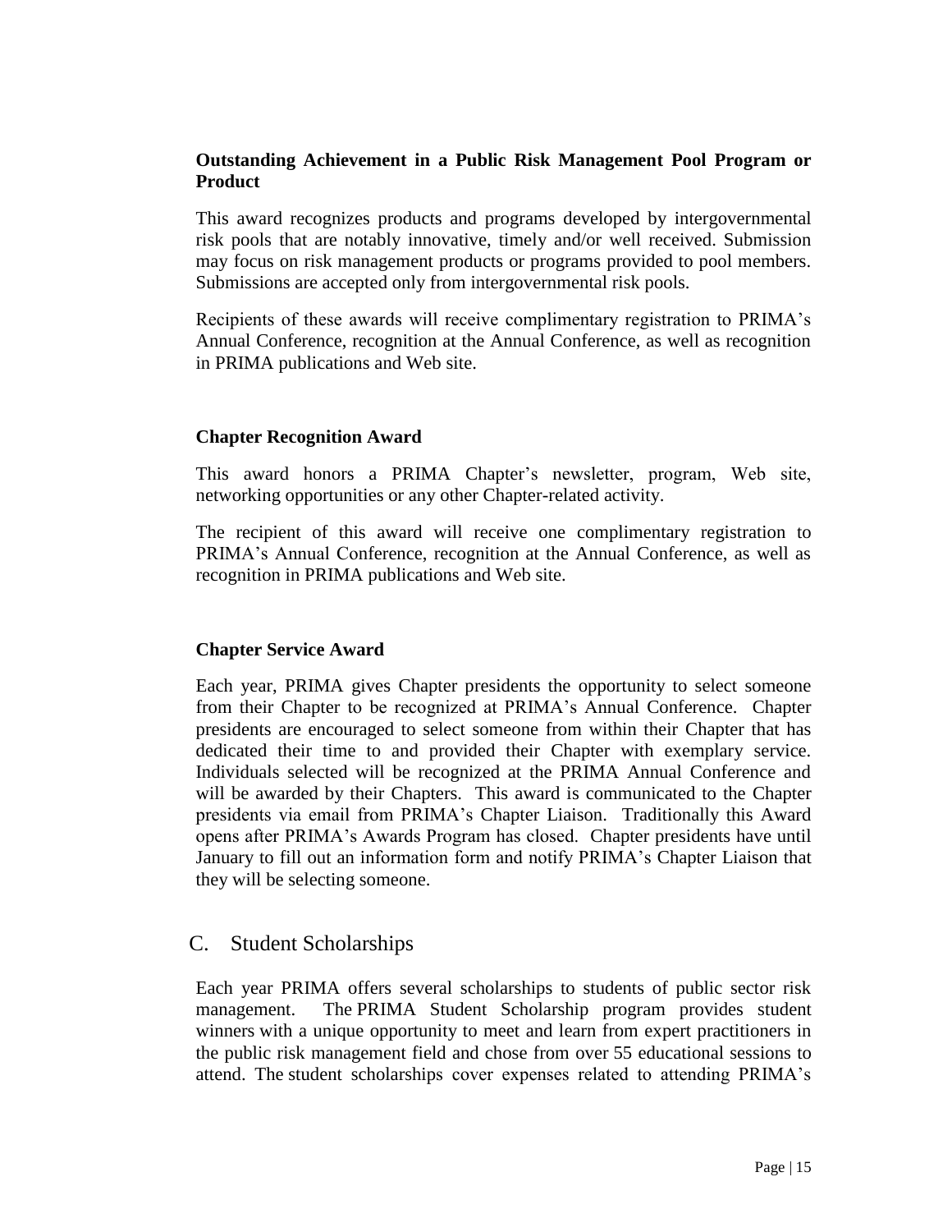**Outstanding Achievement in a Public Risk Management Pool Program or Product**

This award recognizes products and programs developed by intergovernmental risk pools that are notably innovative, timely and/or well received. Submission may focus on risk management products or programs provided to pool members. Submissions are accepted only from intergovernmental risk pools.

Recipients of these awards will receive complimentary registration to PRIMA's Annual Conference, recognition at the Annual Conference, as well as recognition in PRIMA publications and Web site.

**Chapter Recognition Award**

This award honors a PRIMA Chapter's newsletter, program, Web site, networking opportunities or any other Chapter-related activity.

The recipient of this award will receive one complimentary registration to PRIMA's Annual Conference, recognition at the Annual Conference, as well as recognition in PRIMA publications and Web site.

**Chapter Service Award**

Each year, PRIMA gives Chapter presidents the opportunity to select someone from their Chapter to be recognized at PRIMA's Annual Conference. Chapter presidents are encouraged to select someone from within their Chapter that has dedicated their time to and provided their Chapter with exemplary service. Individuals selected will be recognized at the PRIMA Annual Conference and will be awarded by their Chapters. This award is communicated to the Chapter presidents via email from PRIMA's Chapter Liaison. Traditionally this Award opens after PRIMA's Awards Program has closed. Chapter presidents have until January to fill out an information form and notify PRIMA's Chapter Liaison that they will be selecting someone.

## C. Student Scholarships

Each year PRIMA offers several scholarships to students of public sector risk management. The PRIMA Student Scholarship program provides student winners with a unique opportunity to meet and learn from expert practitioners in the public risk management field and chose from over 55 educational sessions to attend. The student scholarships cover expenses related to attending PRIMA's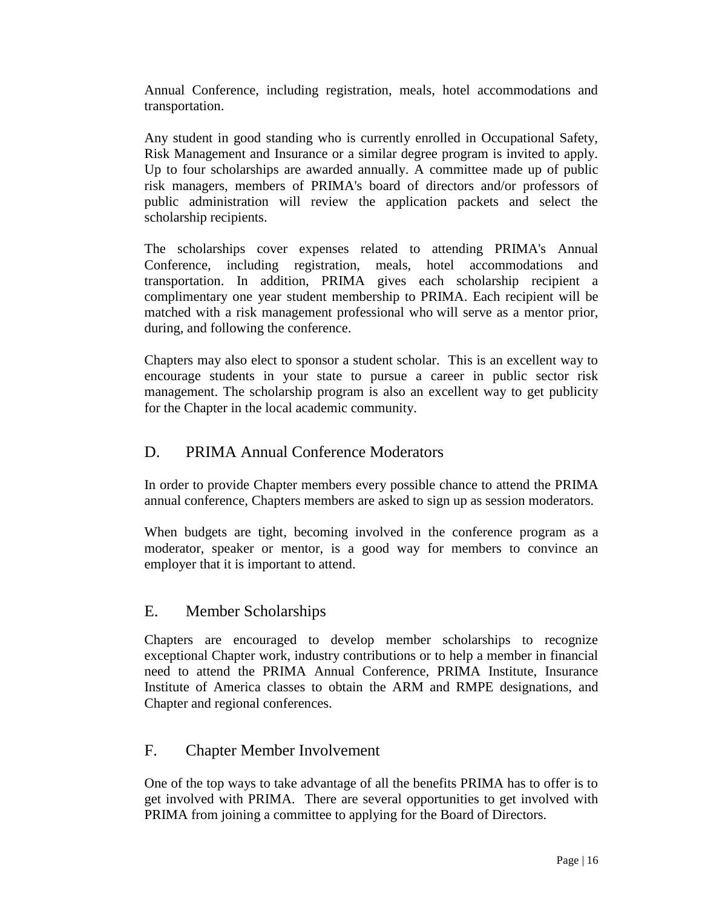Annual Conference, including registration, meals, hotel accommodations and transportation.

Any student in good standing who is currently enrolled in Occupational Safety, Risk Management and Insurance or a similar degree program is invited to apply. Up to four scholarships are awarded annually. A committee made up of public risk managers, members of PRIMA's board of directors and/or professors of public administration will review the application packets and select the scholarship recipients.

The scholarships cover expenses related to attending PRIMA's Annual Conference, including registration, meals, hotel accommodations and transportation. In addition, PRIMA gives each scholarship recipient a complimentary one year student membership to PRIMA. Each recipient will be matched with a risk management professional who will serve as a mentor prior, during, and following the conference.

Chapters may also elect to sponsor a student scholar. This is an excellent way to encourage students in your state to pursue a career in public sector risk management. The scholarship program is also an excellent way to get publicity for the Chapter in the local academic community.

## D. PRIMA Annual Conference Moderators

In order to provide Chapter members every possible chance to attend the PRIMA annual conference, Chapters members are asked to sign up as session moderators.

When budgets are tight, becoming involved in the conference program as a moderator, speaker or mentor, is a good way for members to convince an employer that it is important to attend.

## E. Member Scholarships

Chapters are encouraged to develop member scholarships to recognize exceptional Chapter work, industry contributions or to help a member in financial need to attend the PRIMA Annual Conference, PRIMA Institute, Insurance Institute of America classes to obtain the ARM and RMPE designations, and Chapter and regional conferences.

## F. Chapter Member Involvement

One of the top ways to take advantage of all the benefits PRIMA has to offer is to get involved with PRIMA. There are several opportunities to get involved with PRIMA from joining a committee to applying for the Board of Directors.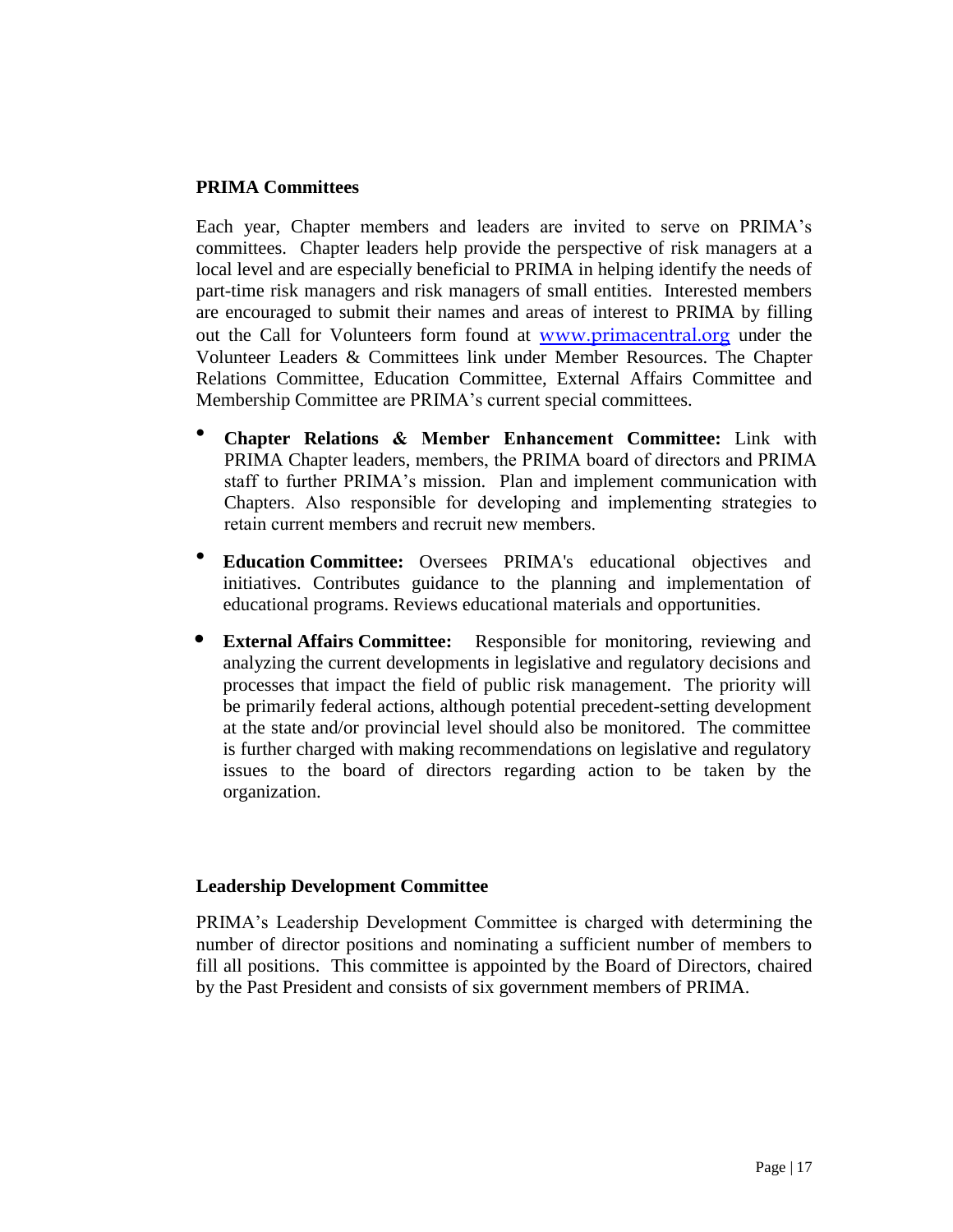## PRIMA Committees

Each year, Chapter members and leaders are invited to serve on PRIMA's committees. Chapter leaders help provide the perspective of risk managers at a local level and are especially beneficial to PRIMA in helping identify the needs of part-time risk managers and risk managers of small entities. Interested members are encouraged to submit their names and areas of interest to PRIMA by filling out the Call for Volunteers form found at www.primacentral.org under the Volunteer Leaders & Committees link under Member Resources. The Chapter Relations Committee, Education Committee, External Affairs Committee and Membership Committee are PRIMA's current special committees.

- **Chapter Relations & Member Enhancement Committee:** Link with PRIMA Chapter leaders, members, the PRIMA board of directors and PRIMA staff to further PRIMA's mission. Plan and implement communication with Chapters. Also responsible for developing and implementing strategies to retain current members and recruit new members.
- **Education Committee:** Oversees PRIMA's educational objectives and initiatives. Contributes guidance to the planning and implementation of educational programs. Reviews educational materials and opportunities.
- **External Affairs Committee:** Responsible for monitoring, reviewing and analyzing the current developments in legislative and regulatory decisions and processes that impact the field of public risk management. The priority will be primarily federal actions, although potential precedent-setting development at the state and/or provincial level should also be monitored. The committee is further charged with making recommendations on legislative and regulatory issues to the board of directors regarding action to be taken by the organization.

## Leadership Development Committee

PRIMA's Leadership Development Committee is charged with determining the number of director positions and nominating a sufficient number of members to fill all positions. This committee is appointed by the Board of Directors, chaired by the Past President and consists of six government members of PRIMA.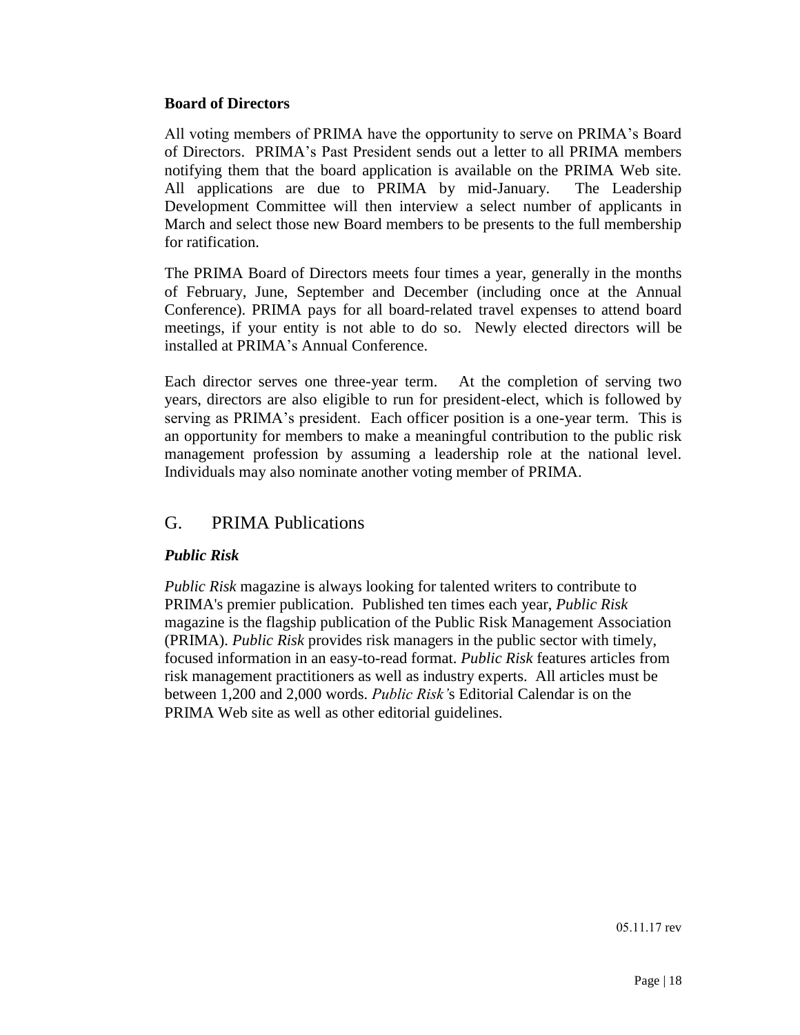**Board of Directors**

All voting members of PRIMA have the opportunity to serve on PRIMA's Board of Directors. PRIMA's Past President sends out a letter to all PRIMA members notifying them that the board application is available on the PRIMA Web site. All applications are due to PRIMA by mid-January. The Leadership Development Committee will then interview a select number of applicants in March and select those new Board members to be presents to the full membership for ratification.

The PRIMA Board of Directors meets four times a year, generally in the months of February, June, September and December (including once at the Annual Conference). PRIMA pays for all board-related travel expenses to attend board meetings, if your entity is not able to do so. Newly elected directors will be installed at PRIMA's Annual Conference.

Each director serves one three-year term. At the completion of serving two years, directors are also eligible to run for president-elect, which is followed by serving as PRIMA's president. Each officer position is a one-year term. This is an opportunity for members to make a meaningful contribution to the public risk management profession by assuming a leadership role at the national level. Individuals may also nominate another voting member of PRIMA.

## G. PRIMA Publications

***Public Risk***

*Public Risk* magazine is always looking for talented writers to contribute to PRIMA's premier publication. Published ten times each year, *Public Risk* magazine is the flagship publication of the Public Risk Management Association (PRIMA). *Public Risk* provides risk managers in the public sector with timely, focused information in an easy-to-read format. *Public Risk* features articles from risk management practitioners as well as industry experts. All articles must be between 1,200 and 2,000 words. *Public Risk'*s Editorial Calendar is on the PRIMA Web site as well as other editorial guidelines.

05.11.17 rev